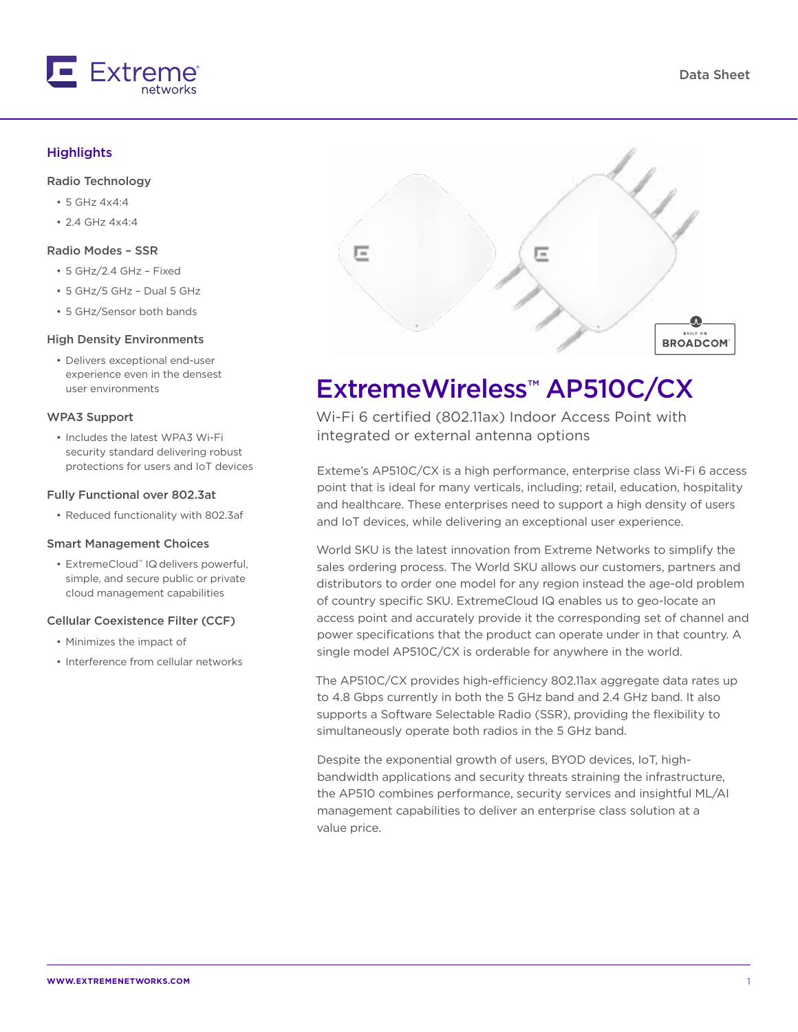Data Sheet

# ExtremeWireless™ AP510C/CX

Wi-Fi 6 certified (802.11ax) Indoor Access Point with integrated or external antenna options

## Highlights

### Radio Technology

- 5 GHz 4x4:4
- 2.4 GHz 4x4:4

### Radio Modes – SSR

- 5 GHz/2.4 GHz – Fixed
- 5 GHz/5 GHz – Dual 5 GHz
- 5 GHz/Sensor both bands

### High Density Environments

- Delivers exceptional end-user experience even in the densest user environments

### WPA3 Support

- Includes the latest WPA3 Wi-Fi security standard delivering robust protections for users and IoT devices

### Fully Functional over 802.3at

- Reduced functionality with 802.3af

### Smart Management Choices

- ExtremeCloud™ IQ delivers powerful, simple, and secure public or private cloud management capabilities

### Cellular Coexistence Filter (CCF)

- Minimizes the impact of
- Interference from cellular networks

Exteme's AP510C/CX is a high performance, enterprise class Wi-Fi 6 access point that is ideal for many verticals, including; retail, education, hospitality and healthcare. These enterprises need to support a high density of users and IoT devices, while delivering an exceptional user experience.

World SKU is the latest innovation from Extreme Networks to simplify the sales ordering process. The World SKU allows our customers, partners and distributors to order one model for any region instead the age-old problem of country specific SKU. ExtremeCloud IQ enables us to geo-locate an access point and accurately provide it the corresponding set of channel and power specifications that the product can operate under in that country. A single model AP510C/CX is orderable for anywhere in the world.

The AP510C/CX provides high-efficiency 802.11ax aggregate data rates up to 4.8 Gbps currently in both the 5 GHz band and 2.4 GHz band. It also supports a Software Selectable Radio (SSR), providing the flexibility to simultaneously operate both radios in the 5 GHz band.

Despite the exponential growth of users, BYOD devices, IoT, high-bandwidth applications and security threats straining the infrastructure, the AP510 combines performance, security services and insightful ML/AI management capabilities to deliver an enterprise class solution at a value price.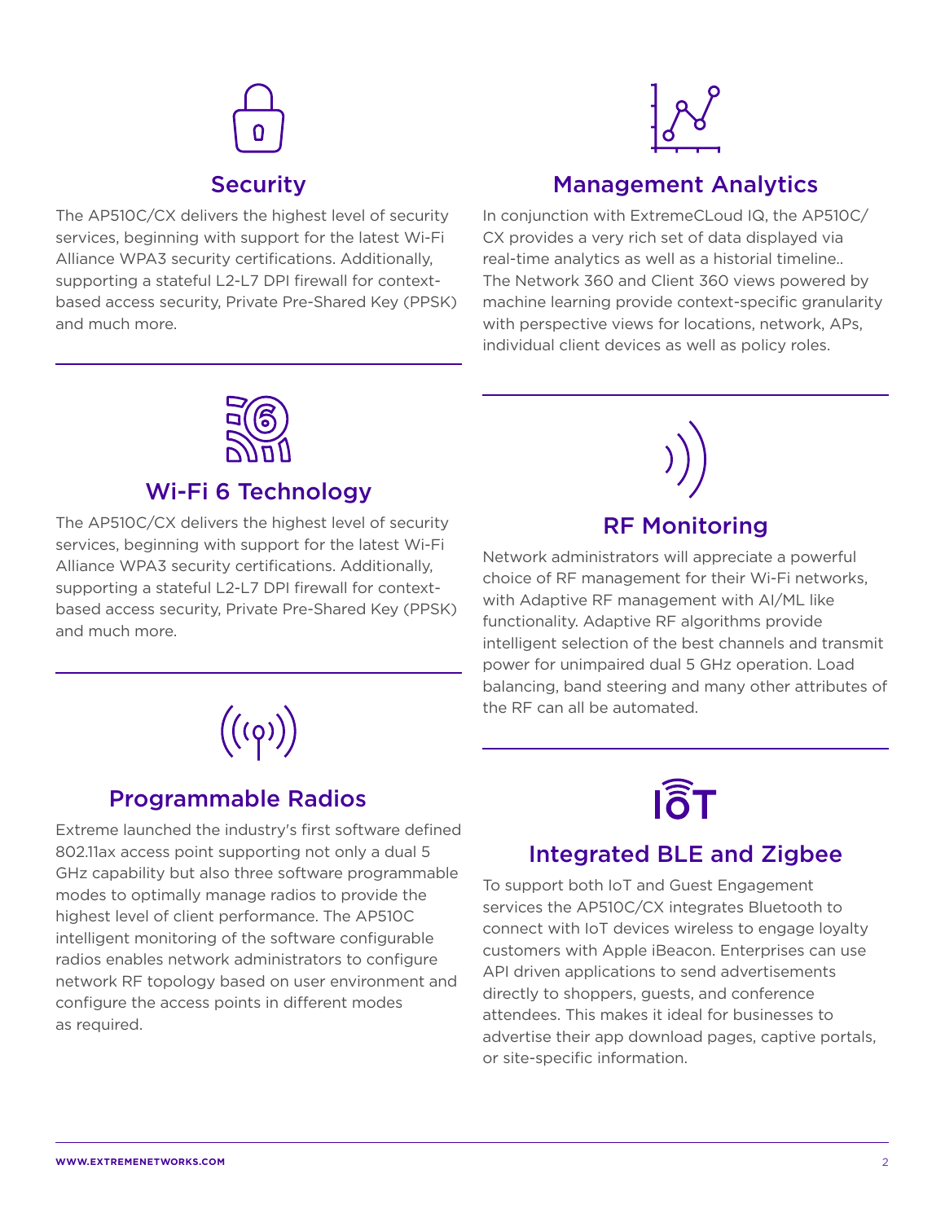## Security

The AP510C/CX delivers the highest level of security services, beginning with support for the latest Wi-Fi Alliance WPA3 security certifications. Additionally, supporting a stateful L2-L7 DPI firewall for context-based access security, Private Pre-Shared Key (PPSK) and much more.

## Management Analytics

In conjunction with ExtremeCLoud IQ, the AP510C/CX provides a very rich set of data displayed via real-time analytics as well as a historial timeline.. The Network 360 and Client 360 views powered by machine learning provide context-specific granularity with perspective views for locations, network, APs, individual client devices as well as policy roles.

## Wi-Fi 6 Technology

The AP510C/CX delivers the highest level of security services, beginning with support for the latest Wi-Fi Alliance WPA3 security certifications. Additionally, supporting a stateful L2-L7 DPI firewall for context-based access security, Private Pre-Shared Key (PPSK) and much more.

## RF Monitoring

Network administrators will appreciate a powerful choice of RF management for their Wi-Fi networks, with Adaptive RF management with AI/ML like functionality. Adaptive RF algorithms provide intelligent selection of the best channels and transmit power for unimpaired dual 5 GHz operation. Load balancing, band steering and many other attributes of the RF can all be automated.

## Programmable Radios

Extreme launched the industry's first software defined 802.11ax access point supporting not only a dual 5 GHz capability but also three software programmable modes to optimally manage radios to provide the highest level of client performance. The AP510C intelligent monitoring of the software configurable radios enables network administrators to configure network RF topology based on user environment and configure the access points in different modes as required.

## Integrated BLE and Zigbee

To support both IoT and Guest Engagement services the AP510C/CX integrates Bluetooth to connect with IoT devices wireless to engage loyalty customers with Apple iBeacon. Enterprises can use API driven applications to send advertisements directly to shoppers, guests, and conference attendees. This makes it ideal for businesses to advertise their app download pages, captive portals, or site-specific information.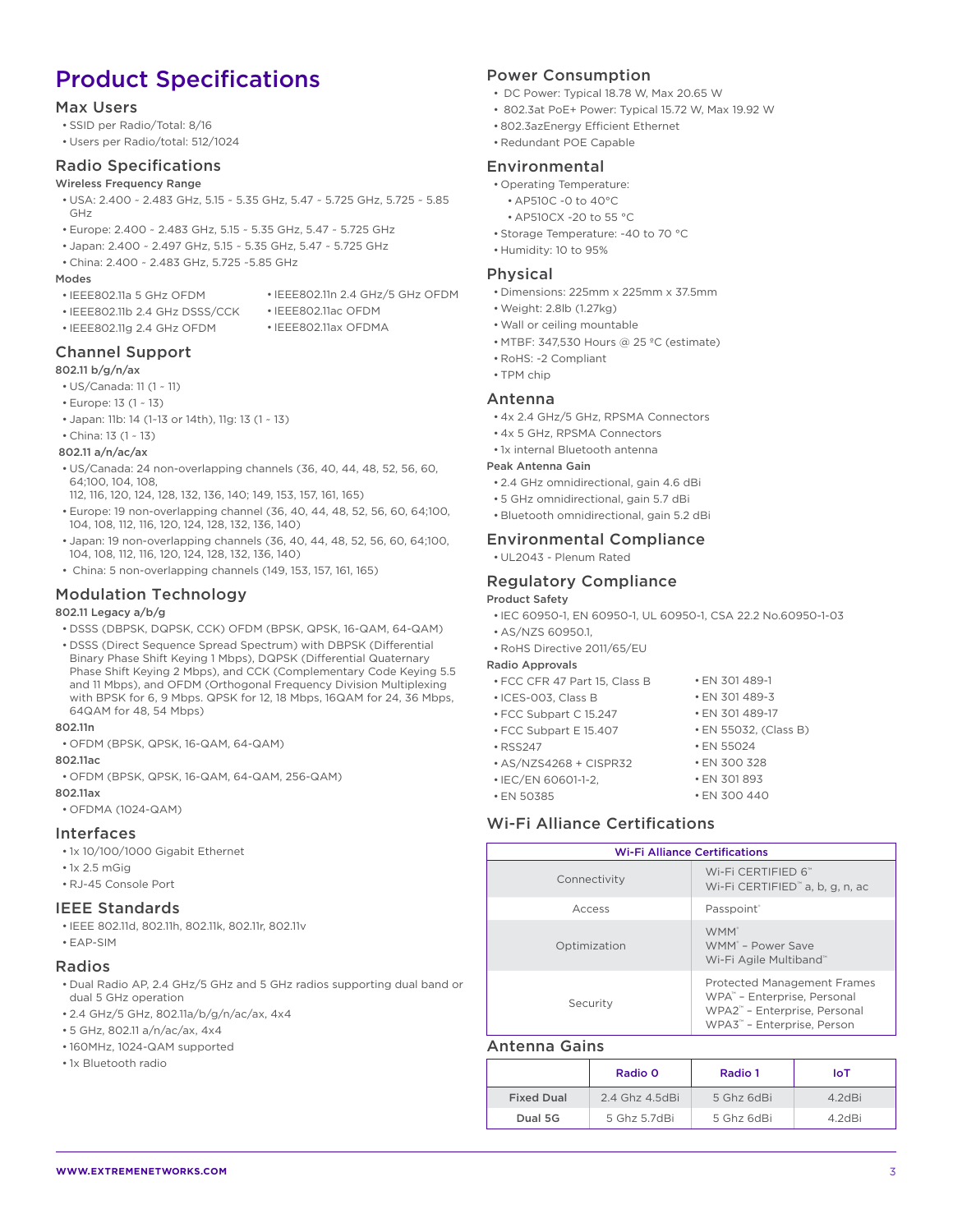# Product Specifications

## Max Users

- SSID per Radio/Total: 8/16
- Users per Radio/total: 512/1024

## Radio Specifications

### Wireless Frequency Range

- USA: 2.400 ~ 2.483 GHz, 5.15 ~ 5.35 GHz, 5.47 ~ 5.725 GHz, 5.725 ~ 5.85 GHz
- Europe: 2.400 ~ 2.483 GHz, 5.15 ~ 5.35 GHz, 5.47 ~ 5.725 GHz
- Japan: 2.400 ~ 2.497 GHz, 5.15 ~ 5.35 GHz, 5.47 ~ 5.725 GHz
- China: 2.400 ~ 2.483 GHz, 5.725 ~5.85 GHz

### Modes

- IEEE802.11a 5 GHz OFDM
- IEEE802.11b 2.4 GHz DSSS/CCK
- IEEE802.11g 2.4 GHz OFDM
- IEEE802.11n 2.4 GHz/5 GHz OFDM
- IEEE802.11ac OFDM
- IEEE802.11ax OFDMA

## Channel Support

### 802.11 b/g/n/ax

- US/Canada: 11 (1 ~ 11)
- Europe: 13 (1 ~ 13)
- Japan: 11b: 14 (1-13 or 14th), 11g: 13 (1 ~ 13)
- China: 13 (1 ~ 13)

### 802.11 a/n/ac/ax

- US/Canada: 24 non-overlapping channels (36, 40, 44, 48, 52, 56, 60, 64;100, 104, 108, 112, 116, 120, 124, 128, 132, 136, 140; 149, 153, 157, 161, 165)
- Europe: 19 non-overlapping channel (36, 40, 44, 48, 52, 56, 60, 64;100, 104, 108, 112, 116, 120, 124, 128, 132, 136, 140)
- Japan: 19 non-overlapping channels (36, 40, 44, 48, 52, 56, 60, 64;100, 104, 108, 112, 116, 120, 124, 128, 132, 136, 140)
- China: 5 non-overlapping channels (149, 153, 157, 161, 165)

## Modulation Technology

### 802.11 Legacy a/b/g

- DSSS (DBPSK, DQPSK, CCK) OFDM (BPSK, QPSK, 16-QAM, 64-QAM)
- DSSS (Direct Sequence Spread Spectrum) with DBPSK (Differential Binary Phase Shift Keying 1 Mbps), DQPSK (Differential Quaternary Phase Shift Keying 2 Mbps), and CCK (Complementary Code Keying 5.5 and 11 Mbps), and OFDM (Orthogonal Frequency Division Multiplexing with BPSK for 6, 9 Mbps. QPSK for 12, 18 Mbps, 16QAM for 24, 36 Mbps, 64QAM for 48, 54 Mbps)

### 802.11n

- OFDM (BPSK, QPSK, 16-QAM, 64-QAM)

### 802.11ac

- OFDM (BPSK, QPSK, 16-QAM, 64-QAM, 256-QAM)

### 802.11ax

- OFDMA (1024-QAM)

## Interfaces

- 1x 10/100/1000 Gigabit Ethernet
- 1x 2.5 mGig
- RJ-45 Console Port

## IEEE Standards

- IEEE 802.11d, 802.11h, 802.11k, 802.11r, 802.11v
- EAP-SIM

## Radios

- Dual Radio AP, 2.4 GHz/5 GHz and 5 GHz radios supporting dual band or dual 5 GHz operation
- 2.4 GHz/5 GHz, 802.11a/b/g/n/ac/ax, 4x4
- 5 GHz, 802.11 a/n/ac/ax, 4x4
- 160MHz, 1024-QAM supported
- 1x Bluetooth radio

## Power Consumption

- DC Power: Typical 18.78 W, Max 20.65 W
- 802.3at PoE+ Power: Typical 15.72 W, Max 19.92 W
- 802.3azEnergy Efficient Ethernet
- Redundant POE Capable

## Environmental

- Operating Temperature:
  - AP510C -0 to 40°C
  - AP510CX -20 to 55 °C
- Storage Temperature: -40 to 70 °C
- Humidity: 10 to 95%

## Physical

- Dimensions: 225mm x 225mm x 37.5mm
- Weight: 2.8lb (1.27kg)
- Wall or ceiling mountable
- MTBF: 347,530 Hours @ 25 ºC (estimate)
- RoHS: -2 Compliant
- TPM chip

## Antenna

- 4x 2.4 GHz/5 GHz, RPSMA Connectors
- 4x 5 GHz, RPSMA Connectors
- 1x internal Bluetooth antenna

### Peak Antenna Gain

- 2.4 GHz omnidirectional, gain 4.6 dBi
- 5 GHz omnidirectional, gain 5.7 dBi
- Bluetooth omnidirectional, gain 5.2 dBi

## Environmental Compliance

- UL2043 - Plenum Rated

## Regulatory Compliance

### Product Safety

- IEC 60950-1, EN 60950-1, UL 60950-1, CSA 22.2 No.60950-1-03
- AS/NZS 60950.1,
- RoHS Directive 2011/65/EU

### Radio Approvals

- FCC CFR 47 Part 15, Class B
- ICES-003, Class B
- FCC Subpart C 15.247
- FCC Subpart E 15.407
- RSS247
- AS/NZS4268 + CISPR32
- IEC/EN 60601-1-2,
- EN 50385
- EN 301 489-1
- EN 301 489-3
- EN 301 489-17
- EN 55032, (Class B)
- EN 55024
- EN 300 328
- EN 301 893
- EN 300 440

## Wi-Fi Alliance Certifications

| Wi-Fi Alliance Certifications | |
|---|---|
| Connectivity | Wi-Fi CERTIFIED 6™<br>Wi-Fi CERTIFIED™ a, b, g, n, ac |
| Access | Passpoint® |
| Optimization | WMM®<br>WMM® – Power Save<br>Wi-Fi Agile Multiband™ |
| Security | Protected Management Frames<br>WPA™ – Enterprise, Personal<br>WPA2™ – Enterprise, Personal<br>WPA3™ – Enterprise, Person |

## Antenna Gains

| | Radio 0 | Radio 1 | IoT |
|---|---|---|---|
| **Fixed Dual** | 2.4 Ghz 4.5dBi | 5 Ghz 6dBi | 4.2dBi |
| **Dual 5G** | 5 Ghz 5.7dBi | 5 Ghz 6dBi | 4.2dBi |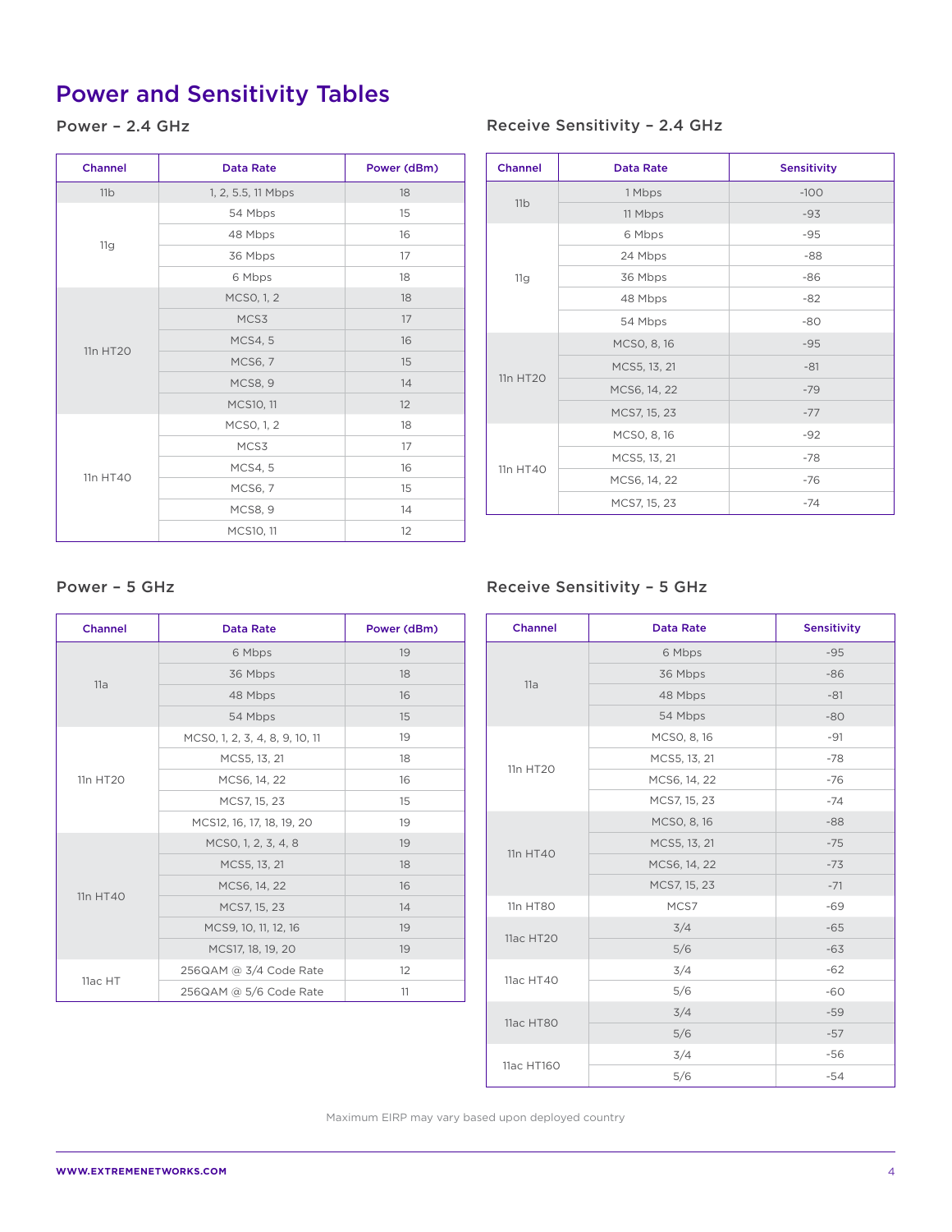# Power and Sensitivity Tables

## Power – 2.4 GHz

| Channel | Data Rate | Power (dBm) |
|---|---|---|
| 11b | 1, 2, 5.5, 11 Mbps | 18 |
| 11g | 54 Mbps | 15 |
| | 48 Mbps | 16 |
| | 36 Mbps | 17 |
| | 6 Mbps | 18 |
| 11n HT20 | MCS0, 1, 2 | 18 |
| | MCS3 | 17 |
| | MCS4, 5 | 16 |
| | MCS6, 7 | 15 |
| | MCS8, 9 | 14 |
| | MCS10, 11 | 12 |
| 11n HT40 | MCS0, 1, 2 | 18 |
| | MCS3 | 17 |
| | MCS4, 5 | 16 |
| | MCS6, 7 | 15 |
| | MCS8, 9 | 14 |
| | MCS10, 11 | 12 |

## Receive Sensitivity – 2.4 GHz

| Channel | Data Rate | Sensitivity |
|---|---|---|
| 11b | 1 Mbps | -100 |
| | 11 Mbps | -93 |
| 11g | 6 Mbps | -95 |
| | 24 Mbps | -88 |
| | 36 Mbps | -86 |
| | 48 Mbps | -82 |
| | 54 Mbps | -80 |
| 11n HT20 | MCS0, 8, 16 | -95 |
| | MCS5, 13, 21 | -81 |
| | MCS6, 14, 22 | -79 |
| | MCS7, 15, 23 | -77 |
| 11n HT40 | MCS0, 8, 16 | -92 |
| | MCS5, 13, 21 | -78 |
| | MCS6, 14, 22 | -76 |
| | MCS7, 15, 23 | -74 |

## Power – 5 GHz

| Channel | Data Rate | Power (dBm) |
|---|---|---|
| 11a | 6 Mbps | 19 |
| | 36 Mbps | 18 |
| | 48 Mbps | 16 |
| | 54 Mbps | 15 |
| 11n HT20 | MCS0, 1, 2, 3, 4, 8, 9, 10, 11 | 19 |
| | MCS5, 13, 21 | 18 |
| | MCS6, 14, 22 | 16 |
| | MCS7, 15, 23 | 15 |
| | MCS12, 16, 17, 18, 19, 20 | 19 |
| 11n HT40 | MCS0, 1, 2, 3, 4, 8 | 19 |
| | MCS5, 13, 21 | 18 |
| | MCS6, 14, 22 | 16 |
| | MCS7, 15, 23 | 14 |
| | MCS9, 10, 11, 12, 16 | 19 |
| | MCS17, 18, 19, 20 | 19 |
| 11ac HT | 256QAM @ 3/4 Code Rate | 12 |
| | 256QAM @ 5/6 Code Rate | 11 |

## Receive Sensitivity – 5 GHz

| Channel | Data Rate | Sensitivity |
|---|---|---|
| 11a | 6 Mbps | -95 |
| | 36 Mbps | -86 |
| | 48 Mbps | -81 |
| | 54 Mbps | -80 |
| 11n HT20 | MCS0, 8, 16 | -91 |
| | MCS5, 13, 21 | -78 |
| | MCS6, 14, 22 | -76 |
| | MCS7, 15, 23 | -74 |
| 11n HT40 | MCS0, 8, 16 | -88 |
| | MCS5, 13, 21 | -75 |
| | MCS6, 14, 22 | -73 |
| | MCS7, 15, 23 | -71 |
| 11n HT80 | MCS7 | -69 |
| 11ac HT20 | 3/4 | -65 |
| | 5/6 | -63 |
| 11ac HT40 | 3/4 | -62 |
| | 5/6 | -60 |
| 11ac HT80 | 3/4 | -59 |
| | 5/6 | -57 |
| 11ac HT160 | 3/4 | -56 |
| | 5/6 | -54 |

Maximum EIRP may vary based upon deployed country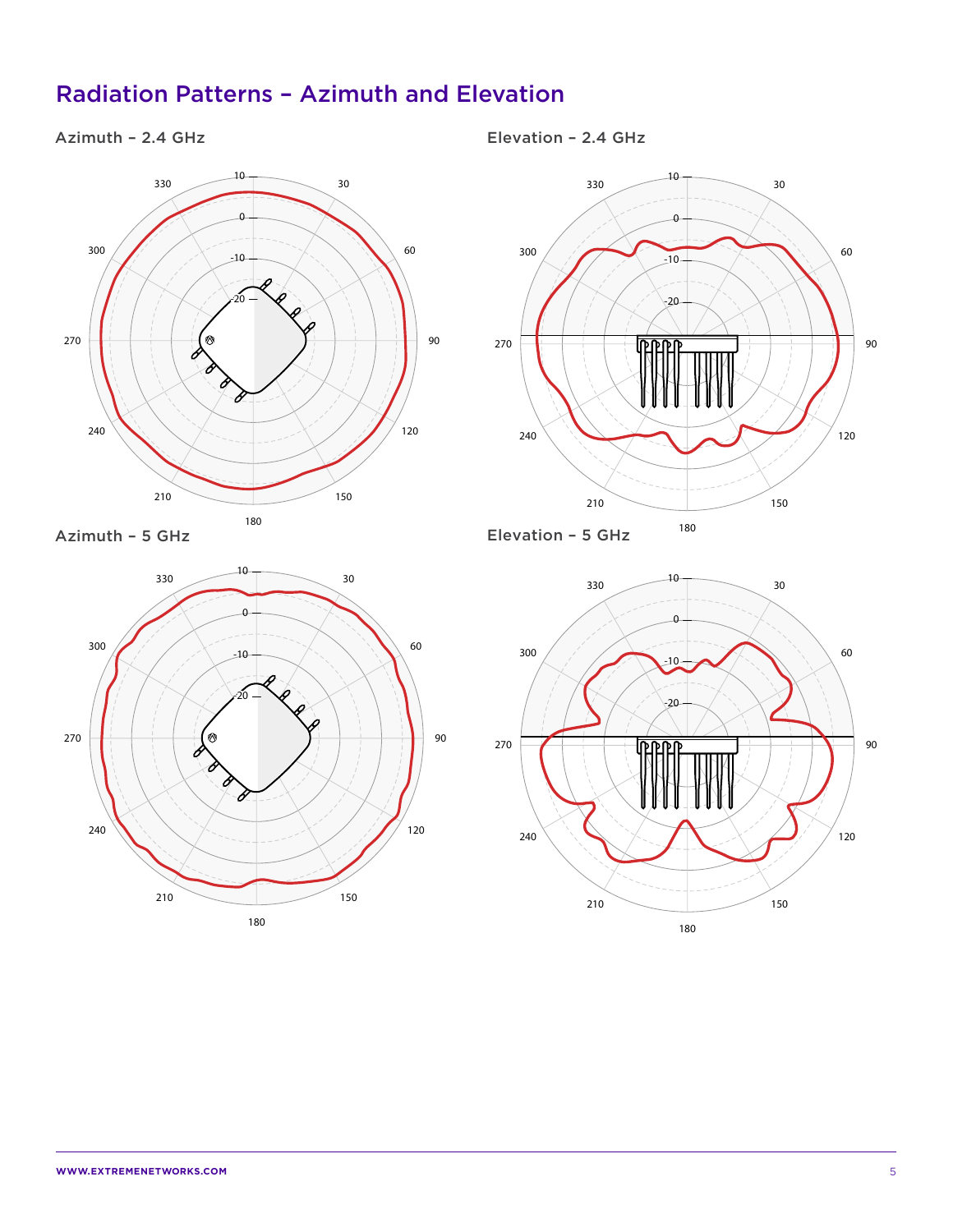## Radiation Patterns – Azimuth and Elevation

Azimuth – 2.4 GHz

Elevation – 2.4 GHz

Azimuth – 5 GHz

Elevation – 5 GHz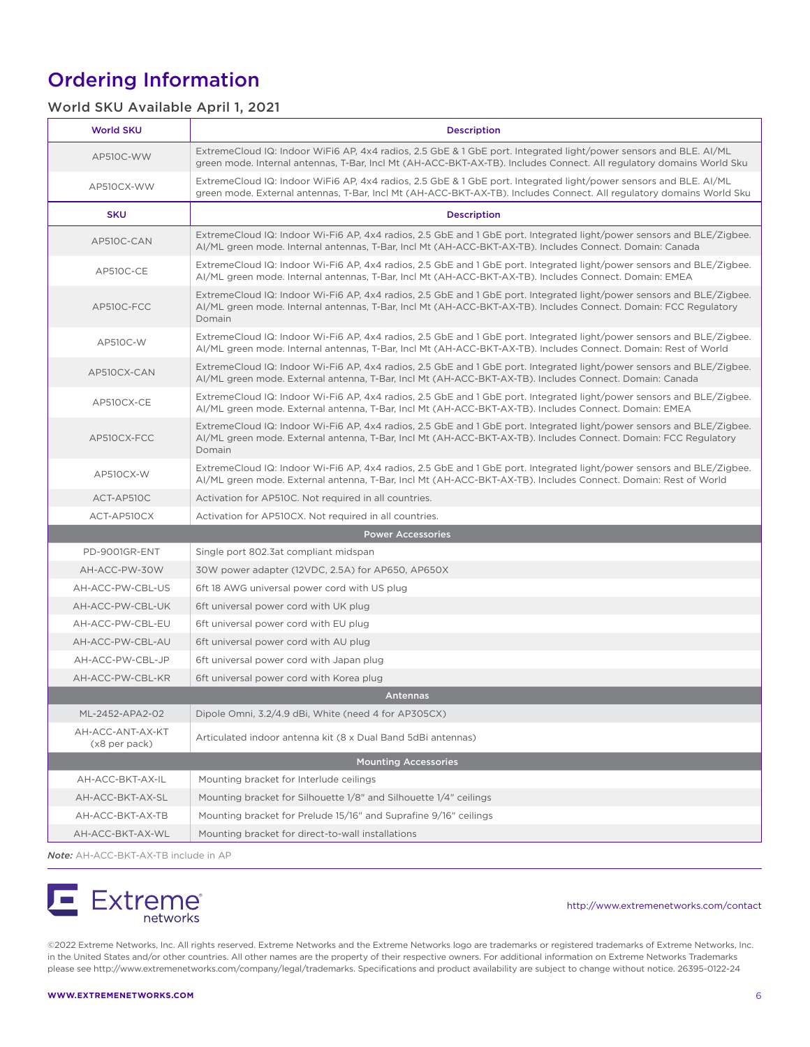# Ordering Information

## World SKU Available April 1, 2021

| World SKU | Description |
|---|---|
| AP510C-WW | ExtremeCloud IQ: Indoor WiFi6 AP, 4x4 radios, 2.5 GbE & 1 GbE port. Integrated light/power sensors and BLE. AI/ML green mode. Internal antennas, T-Bar, Incl Mt (AH-ACC-BKT-AX-TB). Includes Connect. All regulatory domains World Sku |
| AP510CX-WW | ExtremeCloud IQ: Indoor WiFi6 AP, 4x4 radios, 2.5 GbE & 1 GbE port. Integrated light/power sensors and BLE. AI/ML green mode. External antennas, T-Bar, Incl Mt (AH-ACC-BKT-AX-TB). Includes Connect. All regulatory domains World Sku |

| SKU | Description |
|---|---|
| AP510C-CAN | ExtremeCloud IQ: Indoor Wi-Fi6 AP, 4x4 radios, 2.5 GbE and 1 GbE port. Integrated light/power sensors and BLE/Zigbee. AI/ML green mode. Internal antennas, T-Bar, Incl Mt (AH-ACC-BKT-AX-TB). Includes Connect. Domain: Canada |
| AP510C-CE | ExtremeCloud IQ: Indoor Wi-Fi6 AP, 4x4 radios, 2.5 GbE and 1 GbE port. Integrated light/power sensors and BLE/Zigbee. AI/ML green mode. Internal antennas, T-Bar, Incl Mt (AH-ACC-BKT-AX-TB). Includes Connect. Domain: EMEA |
| AP510C-FCC | ExtremeCloud IQ: Indoor Wi-Fi6 AP, 4x4 radios, 2.5 GbE and 1 GbE port. Integrated light/power sensors and BLE/Zigbee. AI/ML green mode. Internal antennas, T-Bar, Incl Mt (AH-ACC-BKT-AX-TB). Includes Connect. Domain: FCC Regulatory Domain |
| AP510C-W | ExtremeCloud IQ: Indoor Wi-Fi6 AP, 4x4 radios, 2.5 GbE and 1 GbE port. Integrated light/power sensors and BLE/Zigbee. AI/ML green mode. Internal antennas, T-Bar, Incl Mt (AH-ACC-BKT-AX-TB). Includes Connect. Domain: Rest of World |
| AP510CX-CAN | ExtremeCloud IQ: Indoor Wi-Fi6 AP, 4x4 radios, 2.5 GbE and 1 GbE port. Integrated light/power sensors and BLE/Zigbee. AI/ML green mode. External antenna, T-Bar, Incl Mt (AH-ACC-BKT-AX-TB). Includes Connect. Domain: Canada |
| AP510CX-CE | ExtremeCloud IQ: Indoor Wi-Fi6 AP, 4x4 radios, 2.5 GbE and 1 GbE port. Integrated light/power sensors and BLE/Zigbee. AI/ML green mode. External antenna, T-Bar, Incl Mt (AH-ACC-BKT-AX-TB). Includes Connect. Domain: EMEA |
| AP510CX-FCC | ExtremeCloud IQ: Indoor Wi-Fi6 AP, 4x4 radios, 2.5 GbE and 1 GbE port. Integrated light/power sensors and BLE/Zigbee. AI/ML green mode. External antenna, T-Bar, Incl Mt (AH-ACC-BKT-AX-TB). Includes Connect. Domain: FCC Regulatory Domain |
| AP510CX-W | ExtremeCloud IQ: Indoor Wi-Fi6 AP, 4x4 radios, 2.5 GbE and 1 GbE port. Integrated light/power sensors and BLE/Zigbee. AI/ML green mode. External antenna, T-Bar, Incl Mt (AH-ACC-BKT-AX-TB). Includes Connect. Domain: Rest of World |
| ACT-AP510C | Activation for AP510C. Not required in all countries. |
| ACT-AP510CX | Activation for AP510CX. Not required in all countries. |
| **Power Accessories** | |
| PD-9001GR-ENT | Single port 802.3at compliant midspan |
| AH-ACC-PW-30W | 30W power adapter (12VDC, 2.5A) for AP650, AP650X |
| AH-ACC-PW-CBL-US | 6ft 18 AWG universal power cord with US plug |
| AH-ACC-PW-CBL-UK | 6ft universal power cord with UK plug |
| AH-ACC-PW-CBL-EU | 6ft universal power cord with EU plug |
| AH-ACC-PW-CBL-AU | 6ft universal power cord with AU plug |
| AH-ACC-PW-CBL-JP | 6ft universal power cord with Japan plug |
| AH-ACC-PW-CBL-KR | 6ft universal power cord with Korea plug |
| **Antennas** | |
| ML-2452-APA2-02 | Dipole Omni, 3.2/4.9 dBi, White (need 4 for AP305CX) |
| AH-ACC-ANT-AX-KT (x8 per pack) | Articulated indoor antenna kit (8 x Dual Band 5dBi antennas) |
| **Mounting Accessories** | |
| AH-ACC-BKT-AX-IL | Mounting bracket for Interlude ceilings |
| AH-ACC-BKT-AX-SL | Mounting bracket for Silhouette 1/8" and Silhouette 1/4" ceilings |
| AH-ACC-BKT-AX-TB | Mounting bracket for Prelude 15/16" and Suprafine 9/16" ceilings |
| AH-ACC-BKT-AX-WL | Mounting bracket for direct-to-wall installations |

***Note:*** AH-ACC-BKT-AX-TB include in AP

http://www.extremenetworks.com/contact

©2022 Extreme Networks, Inc. All rights reserved. Extreme Networks and the Extreme Networks logo are trademarks or registered trademarks of Extreme Networks, Inc. in the United States and/or other countries. All other names are the property of their respective owners. For additional information on Extreme Networks Trademarks please see http://www.extremenetworks.com/company/legal/trademarks. Specifications and product availability are subject to change without notice. 26395-0122-24